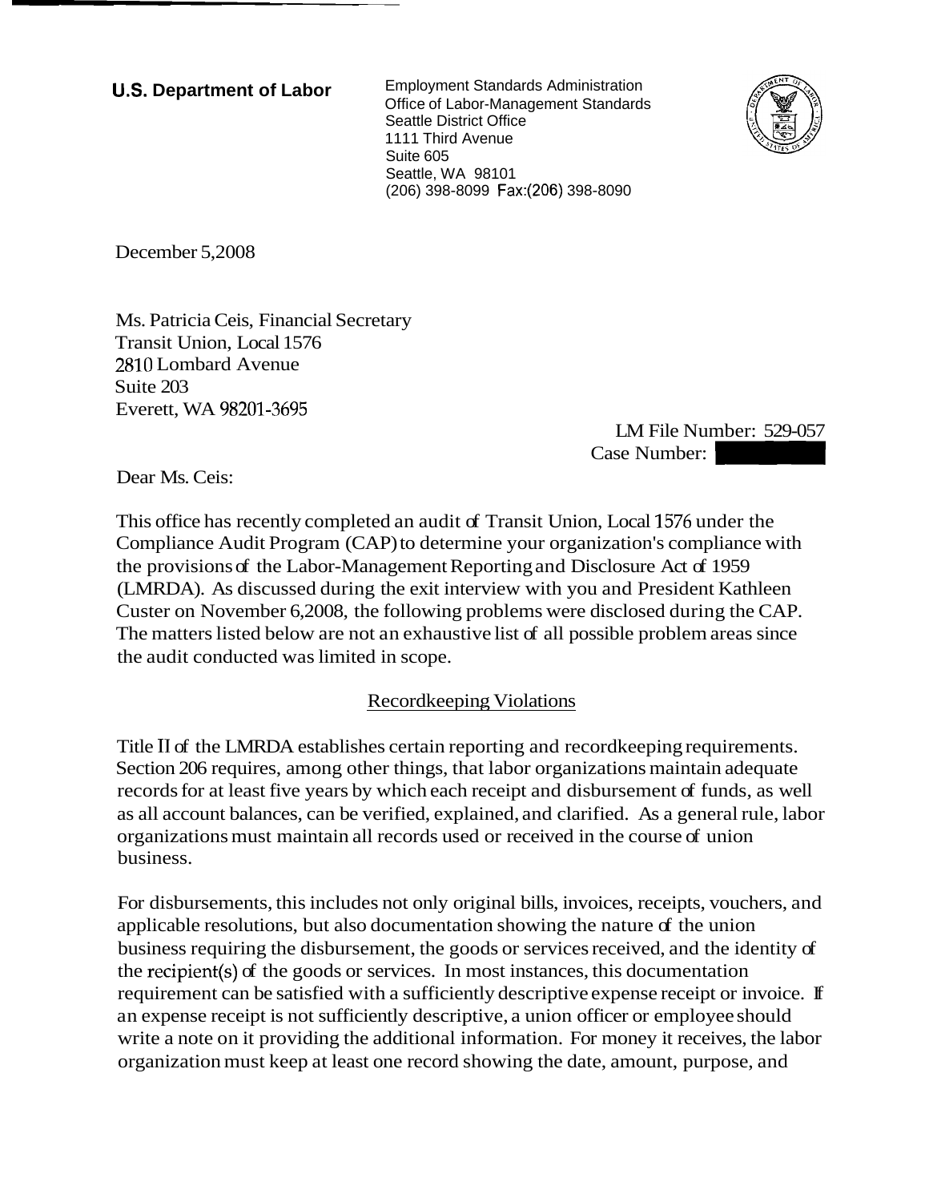**U.S. Department of Labor**

Employment Standards Administration
Office of Labor-Management Standards
Seattle District Office
1111 Third Avenue
Suite 605
Seattle, WA 98101
(206) 398-8099 Fax:(206) 398-8090

December 5,2008

Ms. Patricia Ceis, Financial Secretary
Transit Union, Local 1576
2810 Lombard Avenue
Suite 203
Everett, WA 98201-3695

LM File Number: 529-057
Case Number: [REDACTED]

Dear Ms. Ceis:

This office has recently completed an audit of Transit Union, Local 1576 under the Compliance Audit Program (CAP) to determine your organization's compliance with the provisions of the Labor-Management Reporting and Disclosure Act of 1959 (LMRDA). As discussed during the exit interview with you and President Kathleen Custer on November 6,2008, the following problems were disclosed during the CAP. The matters listed below are not an exhaustive list of all possible problem areas since the audit conducted was limited in scope.

## Recordkeeping Violations

Title II of the LMRDA establishes certain reporting and recordkeeping requirements. Section 206 requires, among other things, that labor organizations maintain adequate records for at least five years by which each receipt and disbursement of funds, as well as all account balances, can be verified, explained, and clarified. As a general rule, labor organizations must maintain all records used or received in the course of union business.

For disbursements, this includes not only original bills, invoices, receipts, vouchers, and applicable resolutions, but also documentation showing the nature of the union business requiring the disbursement, the goods or services received, and the identity of the recipient(s) of the goods or services. In most instances, this documentation requirement can be satisfied with a sufficiently descriptive expense receipt or invoice. If an expense receipt is not sufficiently descriptive, a union officer or employee should write a note on it providing the additional information. For money it receives, the labor organization must keep at least one record showing the date, amount, purpose, and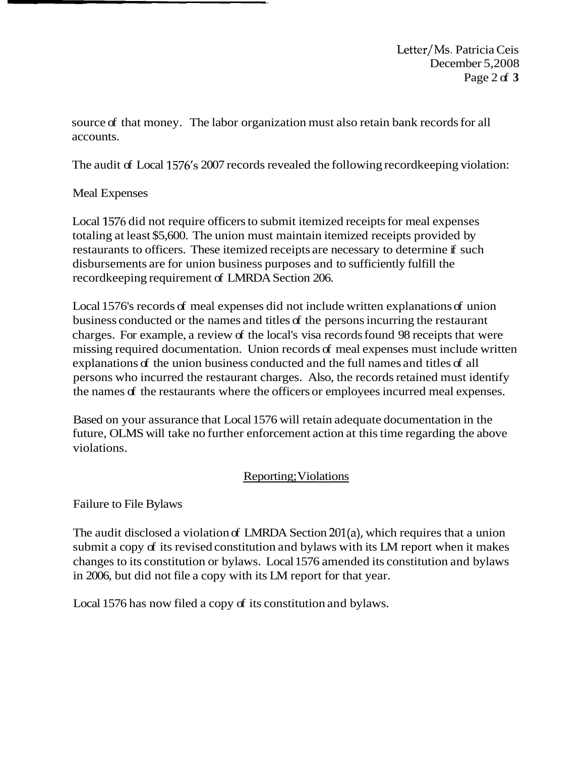source of that money. The labor organization must also retain bank records for all accounts.

The audit of Local 1576's 2007 records revealed the following recordkeeping violation:

Meal Expenses

Local 1576 did not require officers to submit itemized receipts for meal expenses totaling at least $5,600. The union must maintain itemized receipts provided by restaurants to officers. These itemized receipts are necessary to determine if such disbursements are for union business purposes and to sufficiently fulfill the recordkeeping requirement of LMRDA Section 206.

Local 1576's records of meal expenses did not include written explanations of union business conducted or the names and titles of the persons incurring the restaurant charges. For example, a review of the local's visa records found 98 receipts that were missing required documentation. Union records of meal expenses must include written explanations of the union business conducted and the full names and titles of all persons who incurred the restaurant charges. Also, the records retained must identify the names of the restaurants where the officers or employees incurred meal expenses.

Based on your assurance that Local 1576 will retain adequate documentation in the future, OLMS will take no further enforcement action at this time regarding the above violations.

<u>Reporting; Violations</u>

Failure to File Bylaws

The audit disclosed a violation of LMRDA Section 201(a), which requires that a union submit a copy of its revised constitution and bylaws with its LM report when it makes changes to its constitution or bylaws. Local 1576 amended its constitution and bylaws in 2006, but did not file a copy with its LM report for that year.

Local 1576 has now filed a copy of its constitution and bylaws.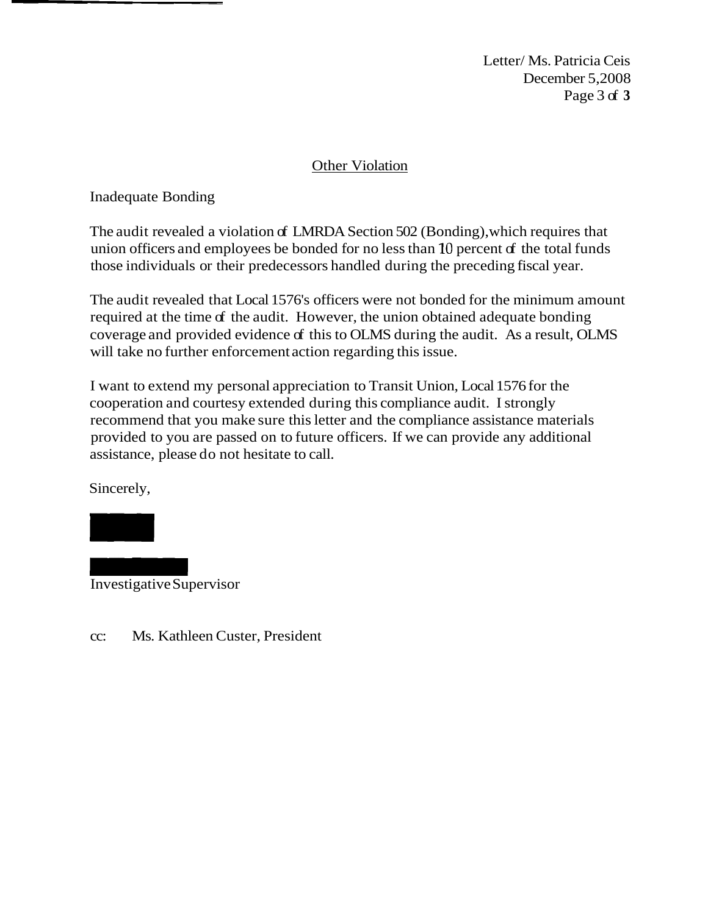## Other Violation

Inadequate Bonding

The audit revealed a violation of LMRDA Section 502 (Bonding), which requires that union officers and employees be bonded for no less than 10 percent of the total funds those individuals or their predecessors handled during the preceding fiscal year.

The audit revealed that Local 1576's officers were not bonded for the minimum amount required at the time of the audit. However, the union obtained adequate bonding coverage and provided evidence of this to OLMS during the audit. As a result, OLMS will take no further enforcement action regarding this issue.

I want to extend my personal appreciation to Transit Union, Local 1576 for the cooperation and courtesy extended during this compliance audit. I strongly recommend that you make sure this letter and the compliance assistance materials provided to you are passed on to future officers. If we can provide any additional assistance, please do not hesitate to call.

Sincerely,

Investigative Supervisor

cc: Ms. Kathleen Custer, President